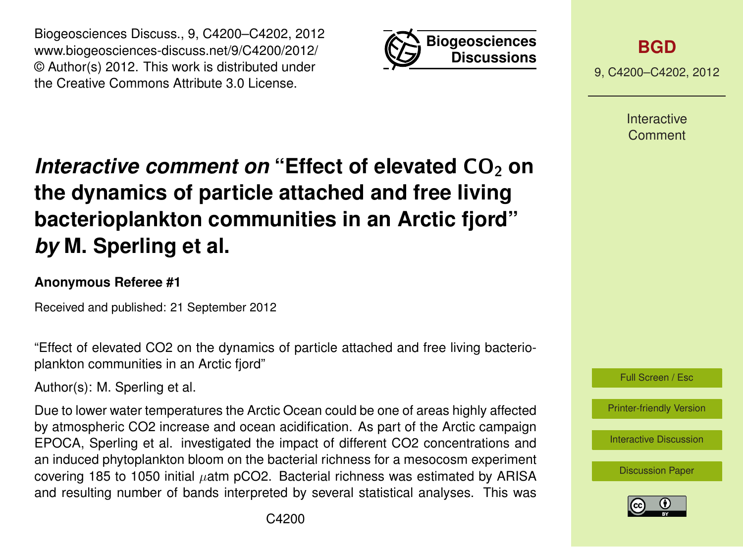# *Interactive comment on* "Effect of elevated $CO_2$ on the dynamics of particle attached and free living bacterioplankton communities in an Arctic fjord" *by* M. Sperling et al.

**Anonymous Referee #1**

Received and published: 21 September 2012

"Effect of elevated CO2 on the dynamics of particle attached and free living bacterioplankton communities in an Arctic fjord"

Author(s): M. Sperling et al.

Due to lower water temperatures the Arctic Ocean could be one of areas highly affected by atmospheric CO2 increase and ocean acidification. As part of the Arctic campaign EPOCA, Sperling et al. investigated the impact of different CO2 concentrations and an induced phytoplankton bloom on the bacterial richness for a mesocosm experiment covering 185 to 1050 initial $\mu$atm pCO2. Bacterial richness was estimated by ARISA and resulting number of bands interpreted by several statistical analyses. This was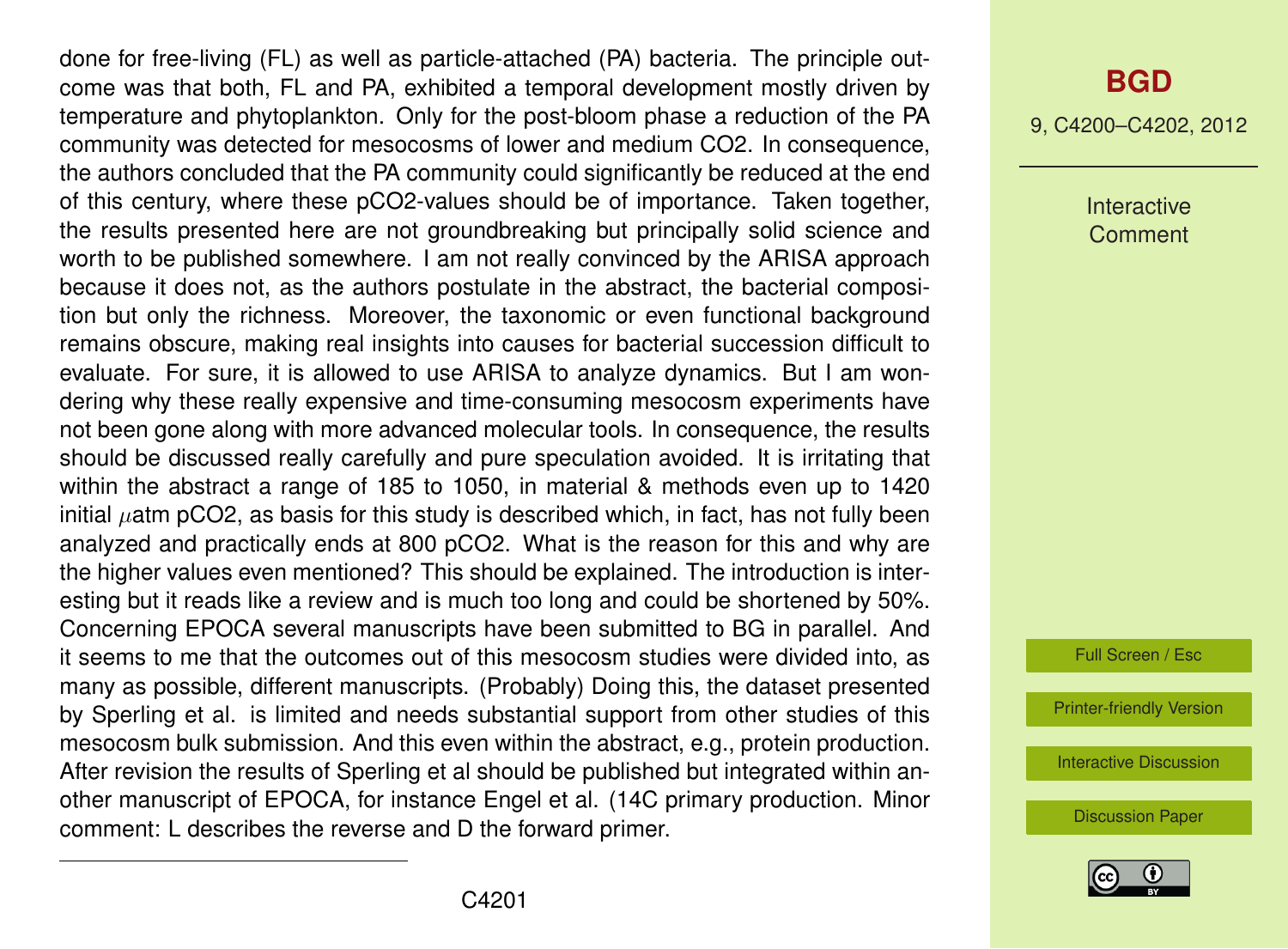done for free-living (FL) as well as particle-attached (PA) bacteria. The principle outcome was that both, FL and PA, exhibited a temporal development mostly driven by temperature and phytoplankton. Only for the post-bloom phase a reduction of the PA community was detected for mesocosms of lower and medium CO2. In consequence, the authors concluded that the PA community could significantly be reduced at the end of this century, where these pCO2-values should be of importance. Taken together, the results presented here are not groundbreaking but principally solid science and worth to be published somewhere. I am not really convinced by the ARISA approach because it does not, as the authors postulate in the abstract, the bacterial composition but only the richness. Moreover, the taxonomic or even functional background remains obscure, making real insights into causes for bacterial succession difficult to evaluate. For sure, it is allowed to use ARISA to analyze dynamics. But I am wondering why these really expensive and time-consuming mesocosm experiments have not been gone along with more advanced molecular tools. In consequence, the results should be discussed really carefully and pure speculation avoided. It is irritating that within the abstract a range of 185 to 1050, in material & methods even up to 1420 initial $\mu$atm pCO2, as basis for this study is described which, in fact, has not fully been analyzed and practically ends at 800 pCO2. What is the reason for this and why are the higher values even mentioned? This should be explained. The introduction is interesting but it reads like a review and is much too long and could be shortened by 50%. Concerning EPOCA several manuscripts have been submitted to BG in parallel. And it seems to me that the outcomes out of this mesocosm studies were divided into, as many as possible, different manuscripts. (Probably) Doing this, the dataset presented by Sperling et al. is limited and needs substantial support from other studies of this mesocosm bulk submission. And this even within the abstract, e.g., protein production. After revision the results of Sperling et al should be published but integrated within another manuscript of EPOCA, for instance Engel et al. (14C primary production. Minor comment: L describes the reverse and D the forward primer.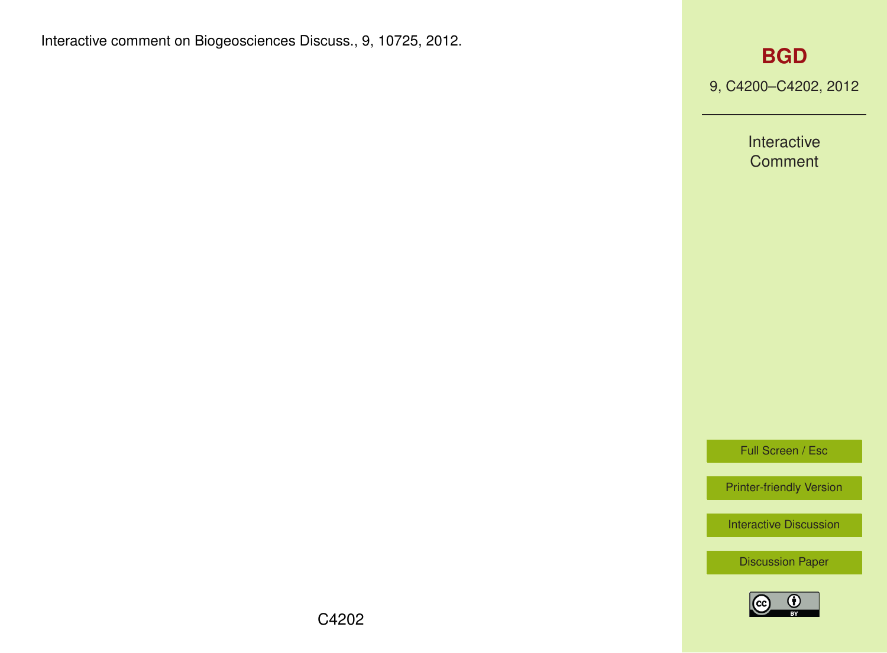Interactive comment on Biogeosciences Discuss., 9, 10725, 2012.